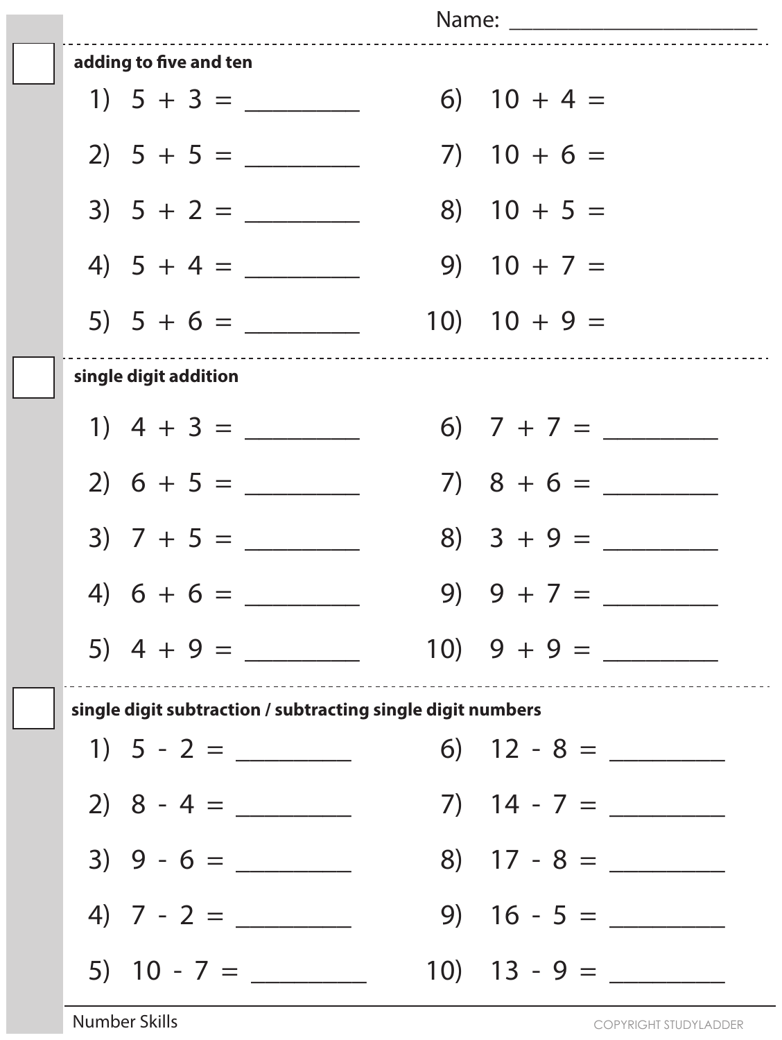Name: ____________________

## adding to five and ten

1) $5 + 3 =$ ________
2) $5 + 5 =$ ________
3) $5 + 2 =$ ________
4) $5 + 4 =$ ________
5) $5 + 6 =$ ________
6) $10 + 4 =$
7) $10 + 6 =$
8) $10 + 5 =$
9) $10 + 7 =$
10) $10 + 9 =$

## single digit addition

1) $4 + 3 =$ ________
2) $6 + 5 =$ ________
3) $7 + 5 =$ ________
4) $6 + 6 =$ ________
5) $4 + 9 =$ ________
6) $7 + 7 =$ ________
7) $8 + 6 =$ ________
8) $3 + 9 =$ ________
9) $9 + 7 =$ ________
10) $9 + 9 =$ ________

## single digit subtraction / subtracting single digit numbers

1) $5 - 2 =$ ________
2) $8 - 4 =$ ________
3) $9 - 6 =$ ________
4) $7 - 2 =$ ________
5) $10 - 7 =$ ________
6) $12 - 8 =$ ________
7) $14 - 7 =$ ________
8) $17 - 8 =$ ________
9) $16 - 5 =$ ________
10) $13 - 9 =$ ________

Number Skills

COPYRIGHT STUDYLADDER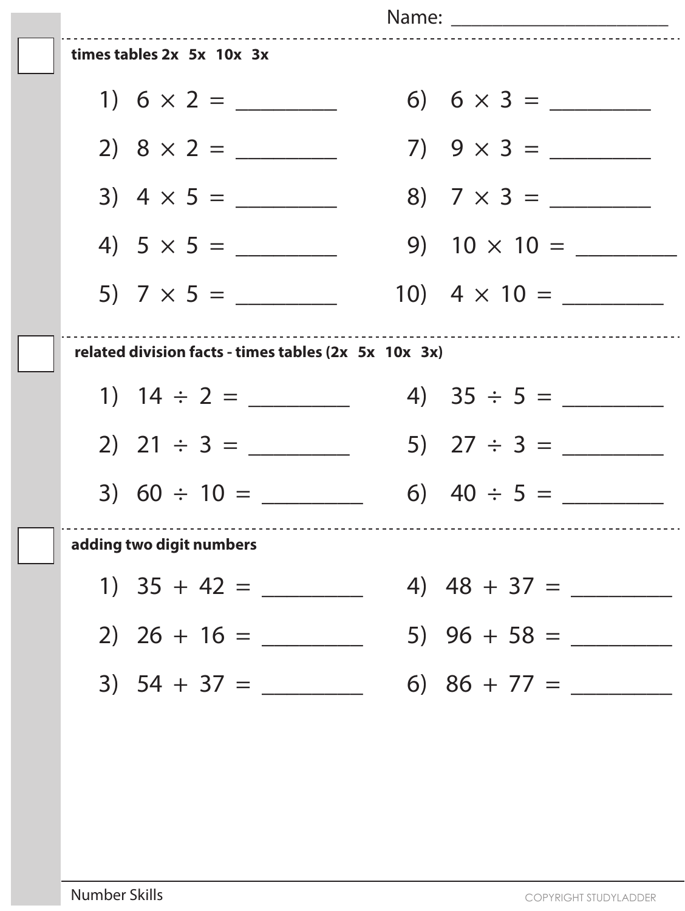Name: ______________________

**times tables 2x 5x 10x 3x**

1) $6 \times 2 =$ ________

2) $8 \times 2 =$ ________

3) $4 \times 5 =$ ________

4) $5 \times 5 =$ ________

5) $7 \times 5 =$ ________

6) $6 \times 3 =$ ________

7) $9 \times 3 =$ ________

8) $7 \times 3 =$ ________

9) $10 \times 10 =$ ________

10) $4 \times 10 =$ ________

**related division facts - times tables (2x 5x 10x 3x)**

1) $14 \div 2 =$ ________

2) $21 \div 3 =$ ________

3) $60 \div 10 =$ ________

4) $35 \div 5 =$ ________

5) $27 \div 3 =$ ________

6) $40 \div 5 =$ ________

**adding two digit numbers**

1) $35 + 42 =$ ________

2) $26 + 16 =$ ________

3) $54 + 37 =$ ________

4) $48 + 37 =$ ________

5) $96 + 58 =$ ________

6) $86 + 77 =$ ________

Number Skills

COPYRIGHT STUDYLADDER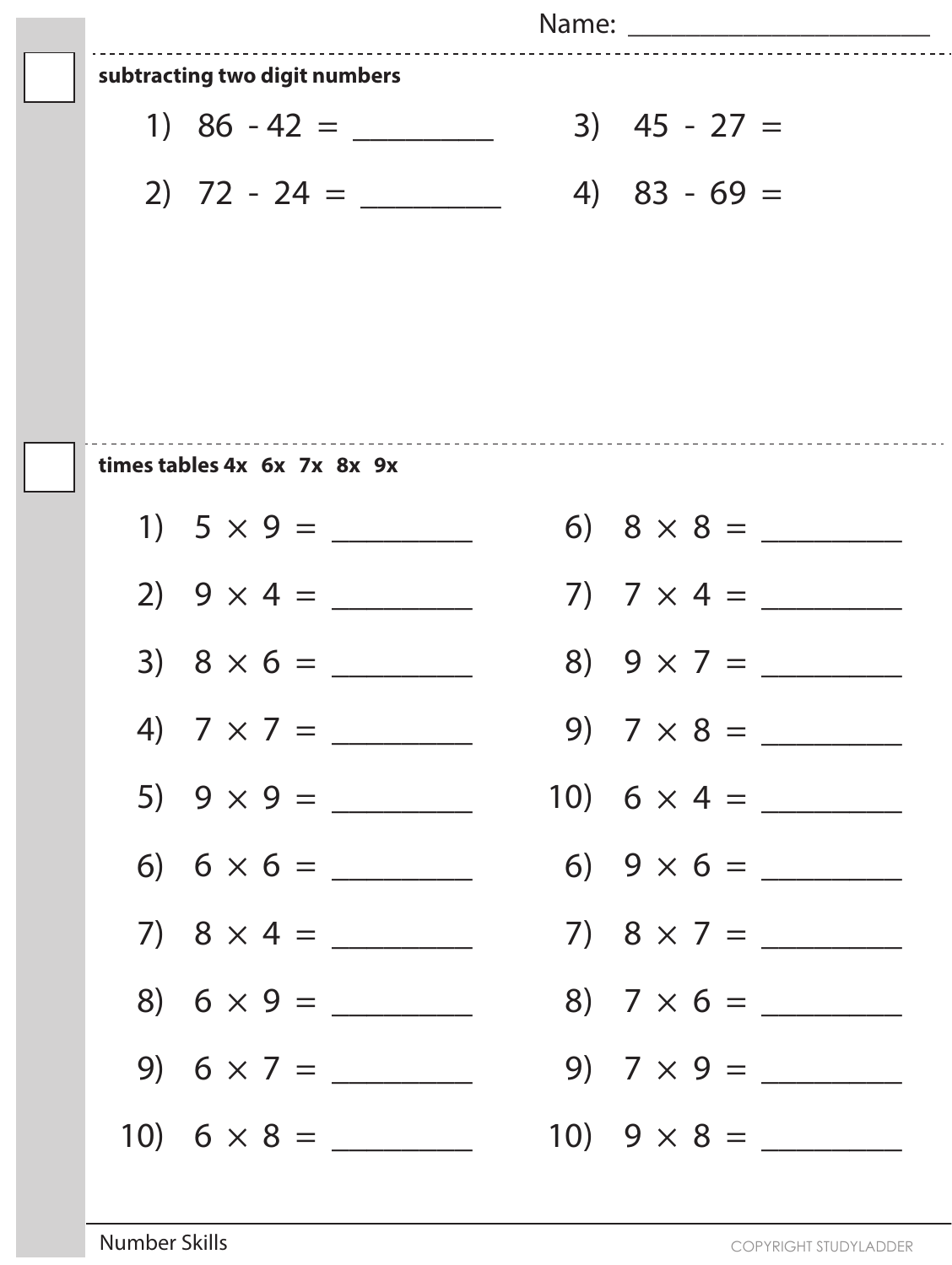Name: ______________________

**subtracting two digit numbers**

1) $86 - 42 =$ ________

2) $72 - 24 =$ ________

3) $45 - 27 =$

4) $83 - 69 =$

**times tables 4x 6x 7x 8x 9x**

1) $5 \times 9 =$ ________

2) $9 \times 4 =$ ________

3) $8 \times 6 =$ ________

4) $7 \times 7 =$ ________

5) $9 \times 9 =$ ________

6) $6 \times 6 =$ ________

7) $8 \times 4 =$ ________

8) $6 \times 9 =$ ________

9) $6 \times 7 =$ ________

10) $6 \times 8 =$ ________

6) $8 \times 8 =$ ________

7) $7 \times 4 =$ ________

8) $9 \times 7 =$ ________

9) $7 \times 8 =$ ________

10) $6 \times 4 =$ ________

6) $9 \times 6 =$ ________

7) $8 \times 7 =$ ________

8) $7 \times 6 =$ ________

9) $7 \times 9 =$ ________

10) $9 \times 8 =$ ________

Number Skills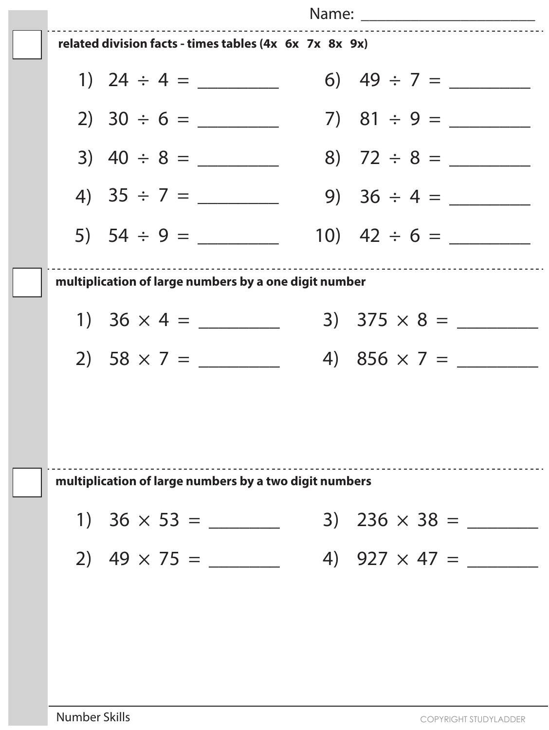Name: ______________________

**related division facts - times tables (4x 6x 7x 8x 9x)**

1) $24 \div 4 =$ ________

2) $30 \div 6 =$ ________

3) $40 \div 8 =$ ________

4) $35 \div 7 =$ ________

5) $54 \div 9 =$ ________

6) $49 \div 7 =$ ________

7) $81 \div 9 =$ ________

8) $72 \div 8 =$ ________

9) $36 \div 4 =$ ________

10) $42 \div 6 =$ ________

**multiplication of large numbers by a one digit number**

1) $36 \times 4 =$ ________

2) $58 \times 7 =$ ________

3) $375 \times 8 =$ ________

4) $856 \times 7 =$ ________

**multiplication of large numbers by a two digit numbers**

1) $36 \times 53 =$ ________

2) $49 \times 75 =$ ________

3) $236 \times 38 =$ ________

4) $927 \times 47 =$ ________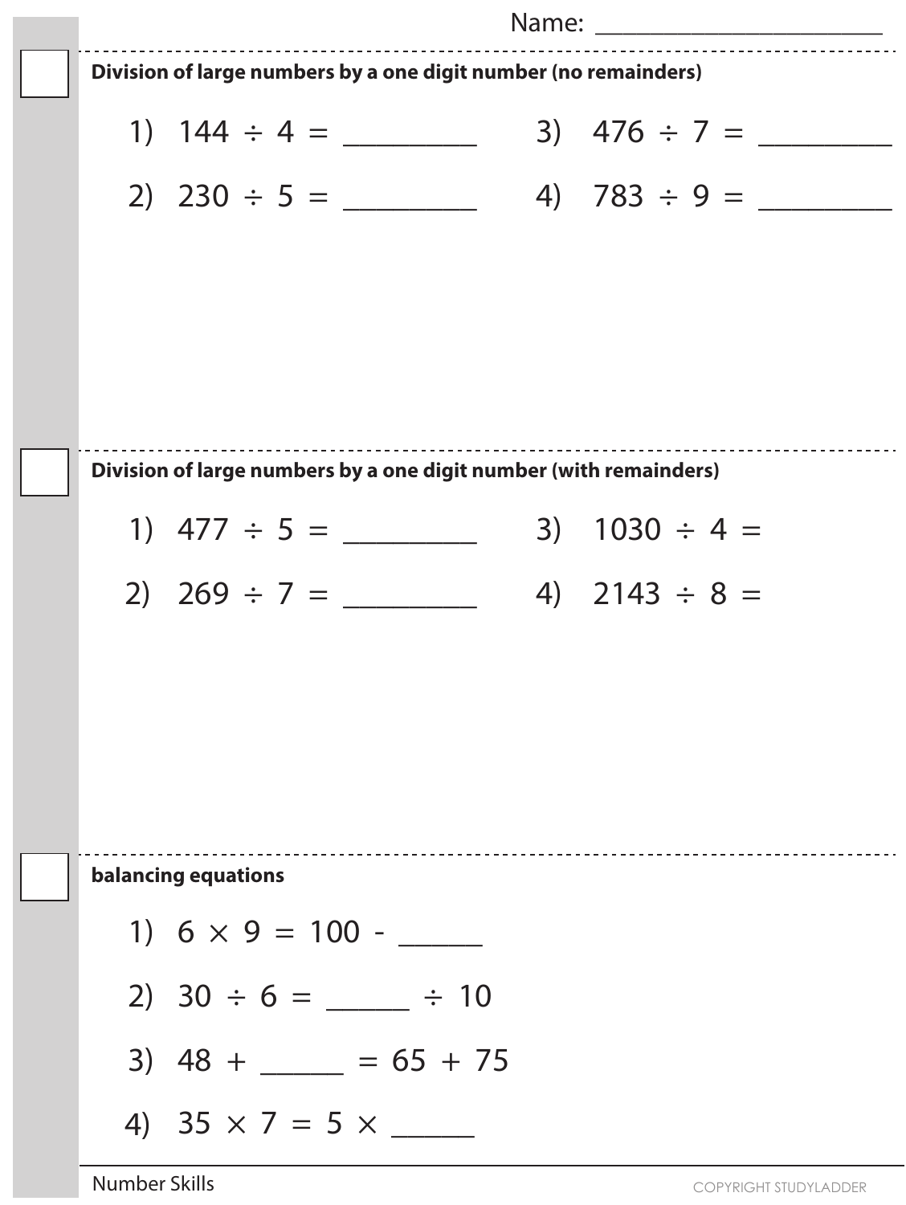Name: ______________________

**Division of large numbers by a one digit number (no remainders)**

1) $144 \div 4 =$ ________

2) $230 \div 5 =$ ________

3) $476 \div 7 =$ ________

4) $783 \div 9 =$ ________

**Division of large numbers by a one digit number (with remainders)**

1) $477 \div 5 =$ ________

2) $269 \div 7 =$ ________

3) $1030 \div 4 =$

4) $2143 \div 8 =$

**balancing equations**

1) $6 \times 9 = 100 -$ ______

2) $30 \div 6 =$ ______ $\div 10$

3) $48 +$ ______ $= 65 + 75$

4) $35 \times 7 = 5 \times$ ______

Number Skills